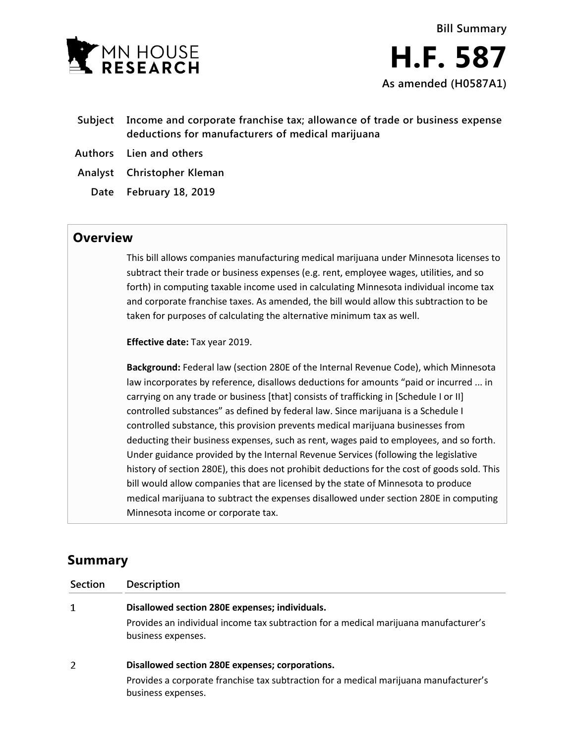MN HOUSE RESEARCH

**Bill Summary**

# H.F. 587

**As amended (H0587A1)**

| | |
|---|---|
| **Subject** | **Income and corporate franchise tax; allowance of trade or business expense deductions for manufacturers of medical marijuana** |
| **Authors** | **Lien and others** |
| **Analyst** | **Christopher Kleman** |
| **Date** | **February 18, 2019** |

## Overview

This bill allows companies manufacturing medical marijuana under Minnesota licenses to subtract their trade or business expenses (e.g. rent, employee wages, utilities, and so forth) in computing taxable income used in calculating Minnesota individual income tax and corporate franchise taxes. As amended, the bill would allow this subtraction to be taken for purposes of calculating the alternative minimum tax as well.

**Effective date:** Tax year 2019.

**Background:** Federal law (section 280E of the Internal Revenue Code), which Minnesota law incorporates by reference, disallows deductions for amounts "paid or incurred ... in carrying on any trade or business [that] consists of trafficking in [Schedule I or II] controlled substances" as defined by federal law. Since marijuana is a Schedule I controlled substance, this provision prevents medical marijuana businesses from deducting their business expenses, such as rent, wages paid to employees, and so forth. Under guidance provided by the Internal Revenue Services (following the legislative history of section 280E), this does not prohibit deductions for the cost of goods sold. This bill would allow companies that are licensed by the state of Minnesota to produce medical marijuana to subtract the expenses disallowed under section 280E in computing Minnesota income or corporate tax.

## Summary

| Section | Description |
|---|---|
| 1 | **Disallowed section 280E expenses; individuals.**<br>Provides an individual income tax subtraction for a medical marijuana manufacturer's business expenses. |
| 2 | **Disallowed section 280E expenses; corporations.**<br>Provides a corporate franchise tax subtraction for a medical marijuana manufacturer's business expenses. |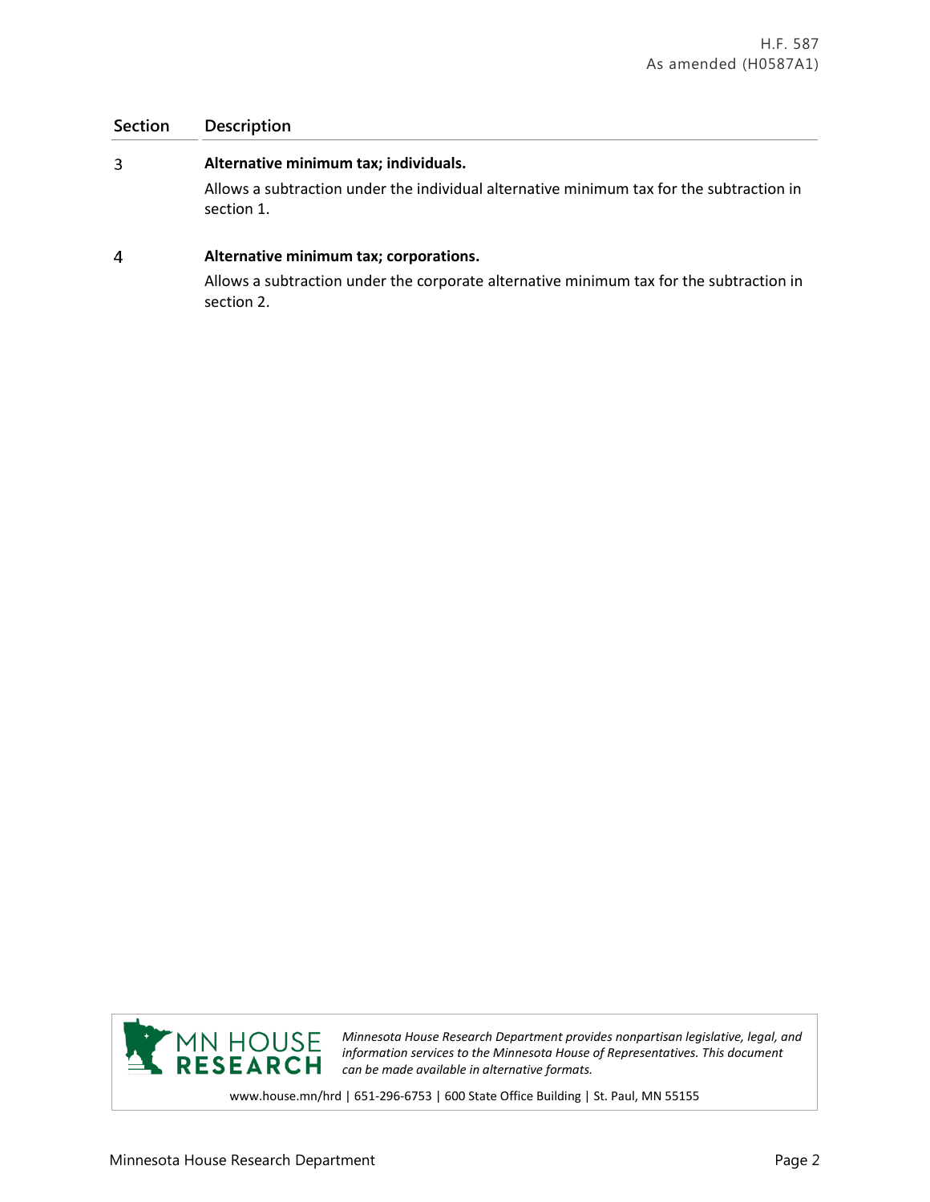| Section | Description |
|---|---|
| 3 | **Alternative minimum tax; individuals.**<br>Allows a subtraction under the individual alternative minimum tax for the subtraction in section 1. |
| 4 | **Alternative minimum tax; corporations.**<br>Allows a subtraction under the corporate alternative minimum tax for the subtraction in section 2. |

*Minnesota House Research Department provides nonpartisan legislative, legal, and information services to the Minnesota House of Representatives. This document can be made available in alternative formats.*

www.house.mn/hrd | 651-296-6753 | 600 State Office Building | St. Paul, MN 55155